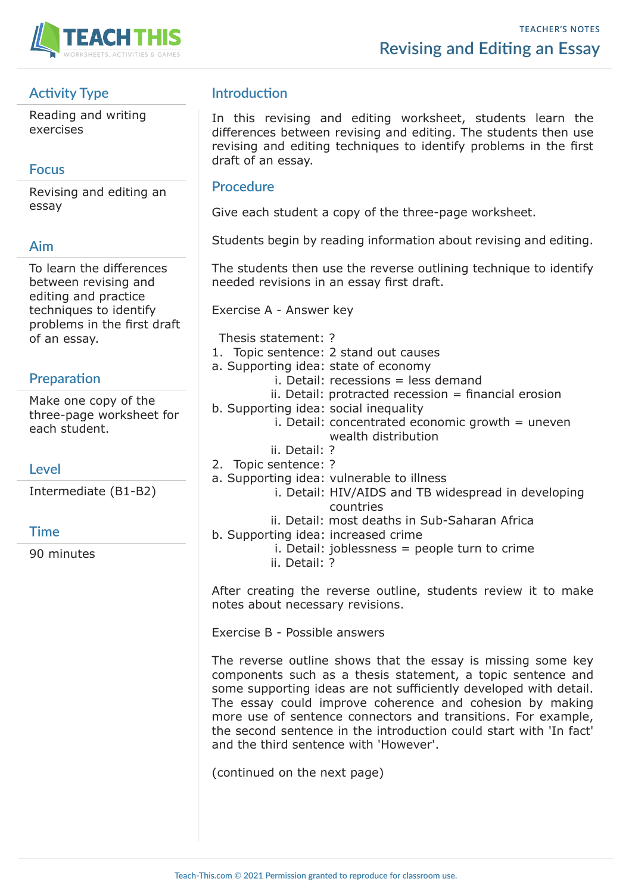TEACHER'S NOTES

# Revising and Editing an Essay

## Activity Type

Reading and writing exercises

## Focus

Revising and editing an essay

## Aim

To learn the differences between revising and editing and practice techniques to identify problems in the first draft of an essay.

## Preparation

Make one copy of the three-page worksheet for each student.

## Level

Intermediate (B1-B2)

## Time

90 minutes

## Introduction

In this revising and editing worksheet, students learn the differences between revising and editing. The students then use revising and editing techniques to identify problems in the first draft of an essay.

## Procedure

Give each student a copy of the three-page worksheet.

Students begin by reading information about revising and editing.

The students then use the reverse outlining technique to identify needed revisions in an essay first draft.

Exercise A - Answer key

Thesis statement: ?

1. Topic sentence: 2 stand out causes
   a. Supporting idea: state of economy
      i. Detail: recessions = less demand
      ii. Detail: protracted recession = financial erosion
   b. Supporting idea: social inequality
      i. Detail: concentrated economic growth = uneven wealth distribution
      ii. Detail: ?
2. Topic sentence: ?
   a. Supporting idea: vulnerable to illness
      i. Detail: HIV/AIDS and TB widespread in developing countries
      ii. Detail: most deaths in Sub-Saharan Africa
   b. Supporting idea: increased crime
      i. Detail: joblessness = people turn to crime
      ii. Detail: ?

After creating the reverse outline, students review it to make notes about necessary revisions.

Exercise B - Possible answers

The reverse outline shows that the essay is missing some key components such as a thesis statement, a topic sentence and some supporting ideas are not sufficiently developed with detail. The essay could improve coherence and cohesion by making more use of sentence connectors and transitions. For example, the second sentence in the introduction could start with 'In fact' and the third sentence with 'However'.

(continued on the next page)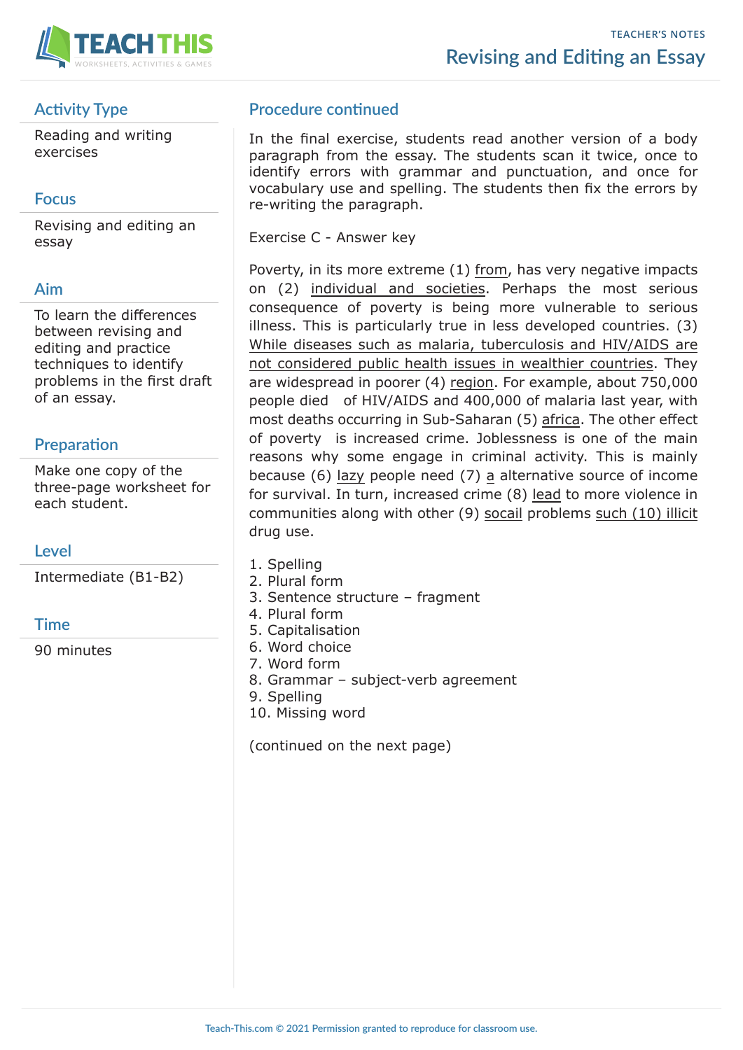## Activity Type

Reading and writing exercises

## Focus

Revising and editing an essay

## Aim

To learn the differences between revising and editing and practice techniques to identify problems in the first draft of an essay.

## Preparation

Make one copy of the three-page worksheet for each student.

## Level

Intermediate (B1-B2)

## Time

90 minutes

## Procedure continued

In the final exercise, students read another version of a body paragraph from the essay. The students scan it twice, once to identify errors with grammar and punctuation, and once for vocabulary use and spelling. The students then fix the errors by re-writing the paragraph.

Exercise C - Answer key

Poverty, in its more extreme (1) <u>from</u>, has very negative impacts on (2) <u>individual and societies</u>. Perhaps the most serious consequence of poverty is being more vulnerable to serious illness. This is particularly true in less developed countries. (3) <u>While diseases such as malaria, tuberculosis and HIV/AIDS are not considered public health issues in wealthier countries</u>. They are widespread in poorer (4) <u>region</u>. For example, about 750,000 people died of HIV/AIDS and 400,000 of malaria last year, with most deaths occurring in Sub-Saharan (5) <u>africa</u>. The other effect of poverty is increased crime. Joblessness is one of the main reasons why some engage in criminal activity. This is mainly because (6) <u>lazy</u> people need (7) <u>a</u> alternative source of income for survival. In turn, increased crime (8) <u>lead</u> to more violence in communities along with other (9) <u>socail</u> problems <u>such (10) illicit</u> drug use.

1. Spelling
2. Plural form
3. Sentence structure – fragment
4. Plural form
5. Capitalisation
6. Word choice
7. Word form
8. Grammar – subject-verb agreement
9. Spelling
10. Missing word

(continued on the next page)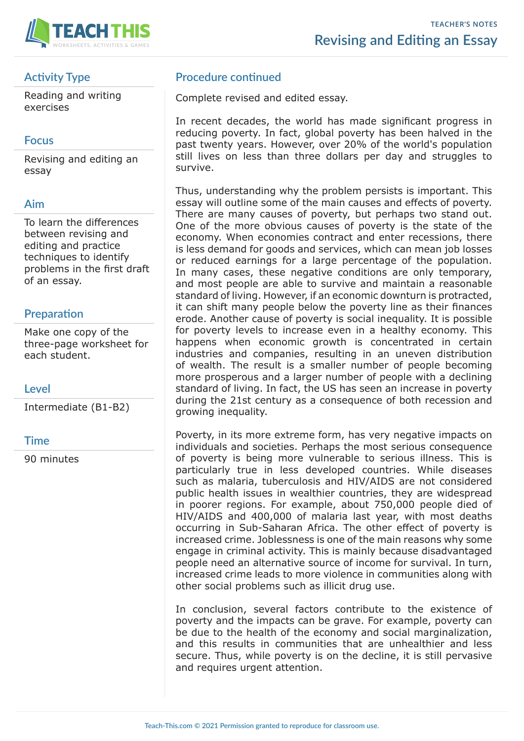## Activity Type

Reading and writing exercises

## Focus

Revising and editing an essay

## Aim

To learn the differences between revising and editing and practice techniques to identify problems in the first draft of an essay.

## Preparation

Make one copy of the three-page worksheet for each student.

## Level

Intermediate (B1-B2)

## Time

90 minutes

## Procedure continued

Complete revised and edited essay.

In recent decades, the world has made significant progress in reducing poverty. In fact, global poverty has been halved in the past twenty years. However, over 20% of the world's population still lives on less than three dollars per day and struggles to survive.

Thus, understanding why the problem persists is important. This essay will outline some of the main causes and effects of poverty. There are many causes of poverty, but perhaps two stand out. One of the more obvious causes of poverty is the state of the economy. When economies contract and enter recessions, there is less demand for goods and services, which can mean job losses or reduced earnings for a large percentage of the population. In many cases, these negative conditions are only temporary, and most people are able to survive and maintain a reasonable standard of living. However, if an economic downturn is protracted, it can shift many people below the poverty line as their finances erode. Another cause of poverty is social inequality. It is possible for poverty levels to increase even in a healthy economy. This happens when economic growth is concentrated in certain industries and companies, resulting in an uneven distribution of wealth. The result is a smaller number of people becoming more prosperous and a larger number of people with a declining standard of living. In fact, the US has seen an increase in poverty during the 21st century as a consequence of both recession and growing inequality.

Poverty, in its more extreme form, has very negative impacts on individuals and societies. Perhaps the most serious consequence of poverty is being more vulnerable to serious illness. This is particularly true in less developed countries. While diseases such as malaria, tuberculosis and HIV/AIDS are not considered public health issues in wealthier countries, they are widespread in poorer regions. For example, about 750,000 people died of HIV/AIDS and 400,000 of malaria last year, with most deaths occurring in Sub-Saharan Africa. The other effect of poverty is increased crime. Joblessness is one of the main reasons why some engage in criminal activity. This is mainly because disadvantaged people need an alternative source of income for survival. In turn, increased crime leads to more violence in communities along with other social problems such as illicit drug use.

In conclusion, several factors contribute to the existence of poverty and the impacts can be grave. For example, poverty can be due to the health of the economy and social marginalization, and this results in communities that are unhealthier and less secure. Thus, while poverty is on the decline, it is still pervasive and requires urgent attention.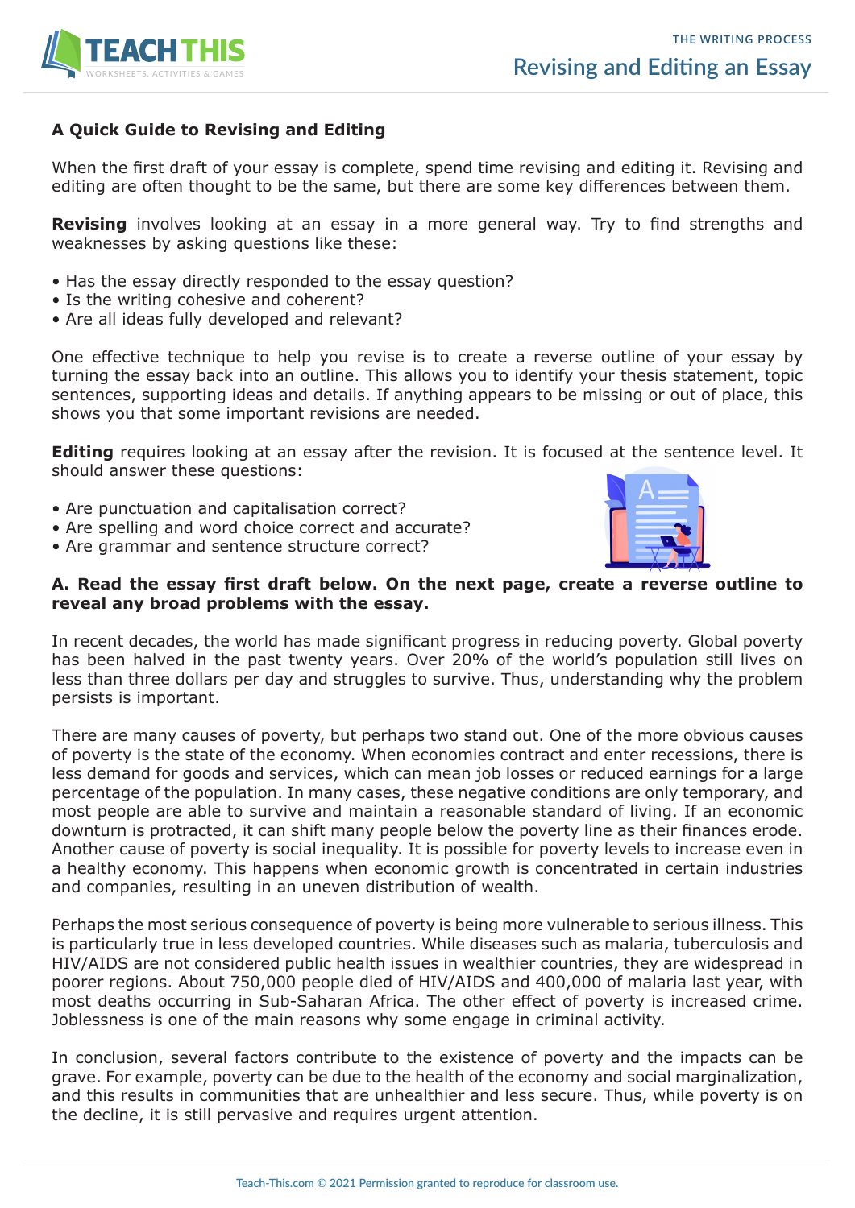## A Quick Guide to Revising and Editing

When the first draft of your essay is complete, spend time revising and editing it. Revising and editing are often thought to be the same, but there are some key differences between them.

**Revising** involves looking at an essay in a more general way. Try to find strengths and weaknesses by asking questions like these:

- Has the essay directly responded to the essay question?
- Is the writing cohesive and coherent?
- Are all ideas fully developed and relevant?

One effective technique to help you revise is to create a reverse outline of your essay by turning the essay back into an outline. This allows you to identify your thesis statement, topic sentences, supporting ideas and details. If anything appears to be missing or out of place, this shows you that some important revisions are needed.

**Editing** requires looking at an essay after the revision. It is focused at the sentence level. It should answer these questions:

- Are punctuation and capitalisation correct?
- Are spelling and word choice correct and accurate?
- Are grammar and sentence structure correct?

**A. Read the essay first draft below. On the next page, create a reverse outline to reveal any broad problems with the essay.**

In recent decades, the world has made significant progress in reducing poverty. Global poverty has been halved in the past twenty years. Over 20% of the world's population still lives on less than three dollars per day and struggles to survive. Thus, understanding why the problem persists is important.

There are many causes of poverty, but perhaps two stand out. One of the more obvious causes of poverty is the state of the economy. When economies contract and enter recessions, there is less demand for goods and services, which can mean job losses or reduced earnings for a large percentage of the population. In many cases, these negative conditions are only temporary, and most people are able to survive and maintain a reasonable standard of living. If an economic downturn is protracted, it can shift many people below the poverty line as their finances erode. Another cause of poverty is social inequality. It is possible for poverty levels to increase even in a healthy economy. This happens when economic growth is concentrated in certain industries and companies, resulting in an uneven distribution of wealth.

Perhaps the most serious consequence of poverty is being more vulnerable to serious illness. This is particularly true in less developed countries. While diseases such as malaria, tuberculosis and HIV/AIDS are not considered public health issues in wealthier countries, they are widespread in poorer regions. About 750,000 people died of HIV/AIDS and 400,000 of malaria last year, with most deaths occurring in Sub-Saharan Africa. The other effect of poverty is increased crime. Joblessness is one of the main reasons why some engage in criminal activity.

In conclusion, several factors contribute to the existence of poverty and the impacts can be grave. For example, poverty can be due to the health of the economy and social marginalization, and this results in communities that are unhealthier and less secure. Thus, while poverty is on the decline, it is still pervasive and requires urgent attention.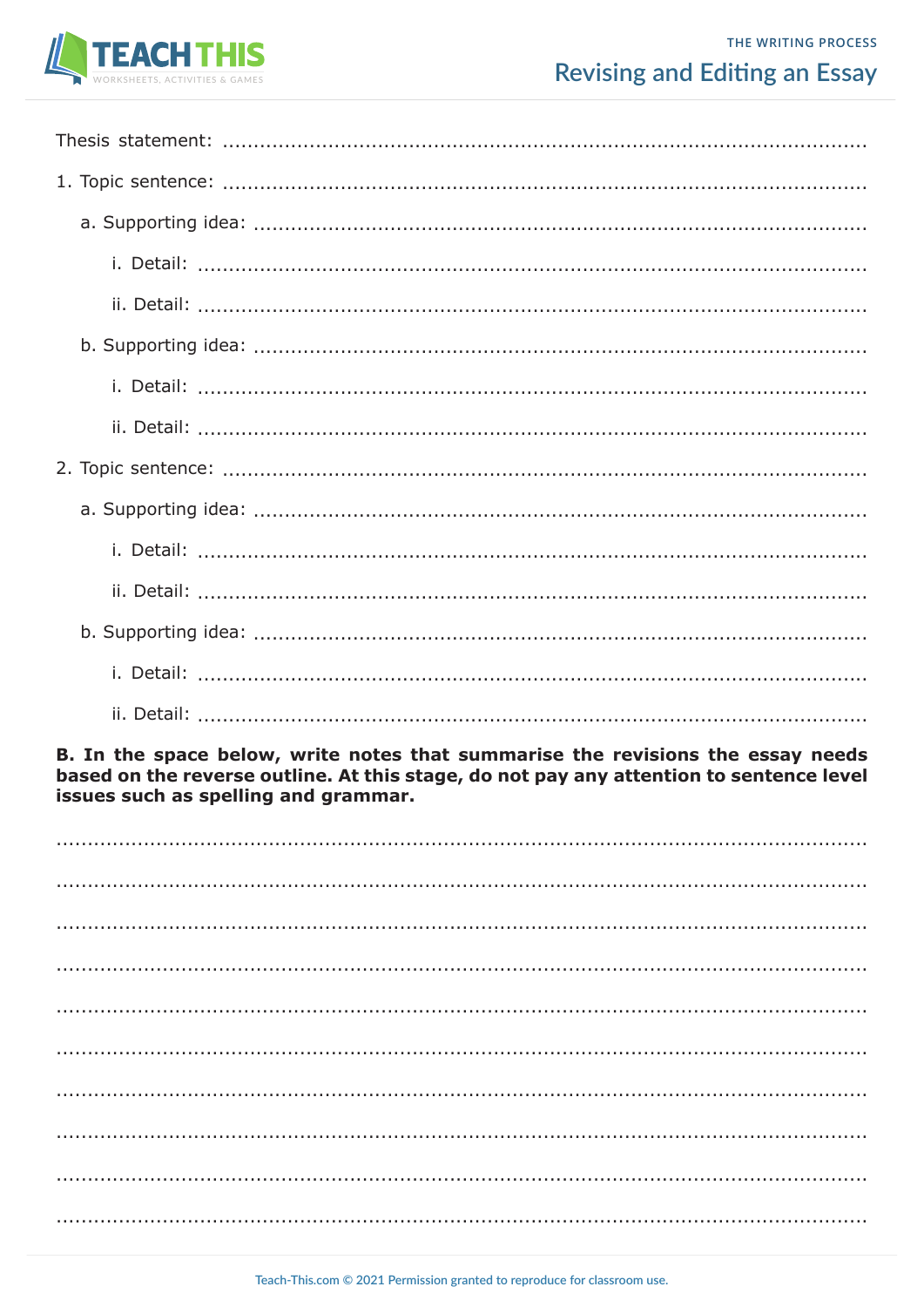Thesis statement: ..............................................................................................

1. Topic sentence: ..............................................................................................
   - a. Supporting idea: ..............................................................................................
     - i. Detail: ..............................................................................................
     - ii. Detail: ..............................................................................................
   - b. Supporting idea: ..............................................................................................
     - i. Detail: ..............................................................................................
     - ii. Detail: ..............................................................................................
2. Topic sentence: ..............................................................................................
   - a. Supporting idea: ..............................................................................................
     - i. Detail: ..............................................................................................
     - ii. Detail: ..............................................................................................
   - b. Supporting idea: ..............................................................................................
     - i. Detail: ..............................................................................................
     - ii. Detail: ..............................................................................................

**B. In the space below, write notes that summarise the revisions the essay needs based on the reverse outline. At this stage, do not pay any attention to sentence level issues such as spelling and grammar.**

..............................................................................................

..............................................................................................

..............................................................................................

..............................................................................................

..............................................................................................

..............................................................................................

..............................................................................................

..............................................................................................

..............................................................................................

..............................................................................................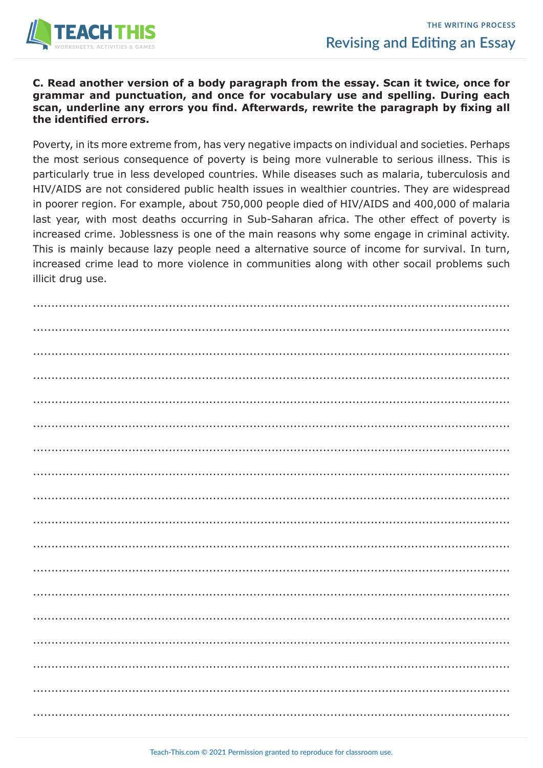**C. Read another version of a body paragraph from the essay. Scan it twice, once for grammar and punctuation, and once for vocabulary use and spelling. During each scan, underline any errors you find. Afterwards, rewrite the paragraph by fixing all the identified errors.**

Poverty, in its more extreme from, has very negative impacts on individual and societies. Perhaps the most serious consequence of poverty is being more vulnerable to serious illness. This is particularly true in less developed countries. While diseases such as malaria, tuberculosis and HIV/AIDS are not considered public health issues in wealthier countries. They are widespread in poorer region. For example, about 750,000 people died of HIV/AIDS and 400,000 of malaria last year, with most deaths occurring in Sub-Saharan africa. The other effect of poverty is increased crime. Joblessness is one of the main reasons why some engage in criminal activity. This is mainly because lazy people need a alternative source of income for survival. In turn, increased crime lead to more violence in communities along with other socail problems such illicit drug use.

......................................................................................................................................

......................................................................................................................................

......................................................................................................................................

......................................................................................................................................

......................................................................................................................................

......................................................................................................................................

......................................................................................................................................

......................................................................................................................................

......................................................................................................................................

......................................................................................................................................

......................................................................................................................................

......................................................................................................................................

......................................................................................................................................

......................................................................................................................................

......................................................................................................................................

......................................................................................................................................

......................................................................................................................................

......................................................................................................................................